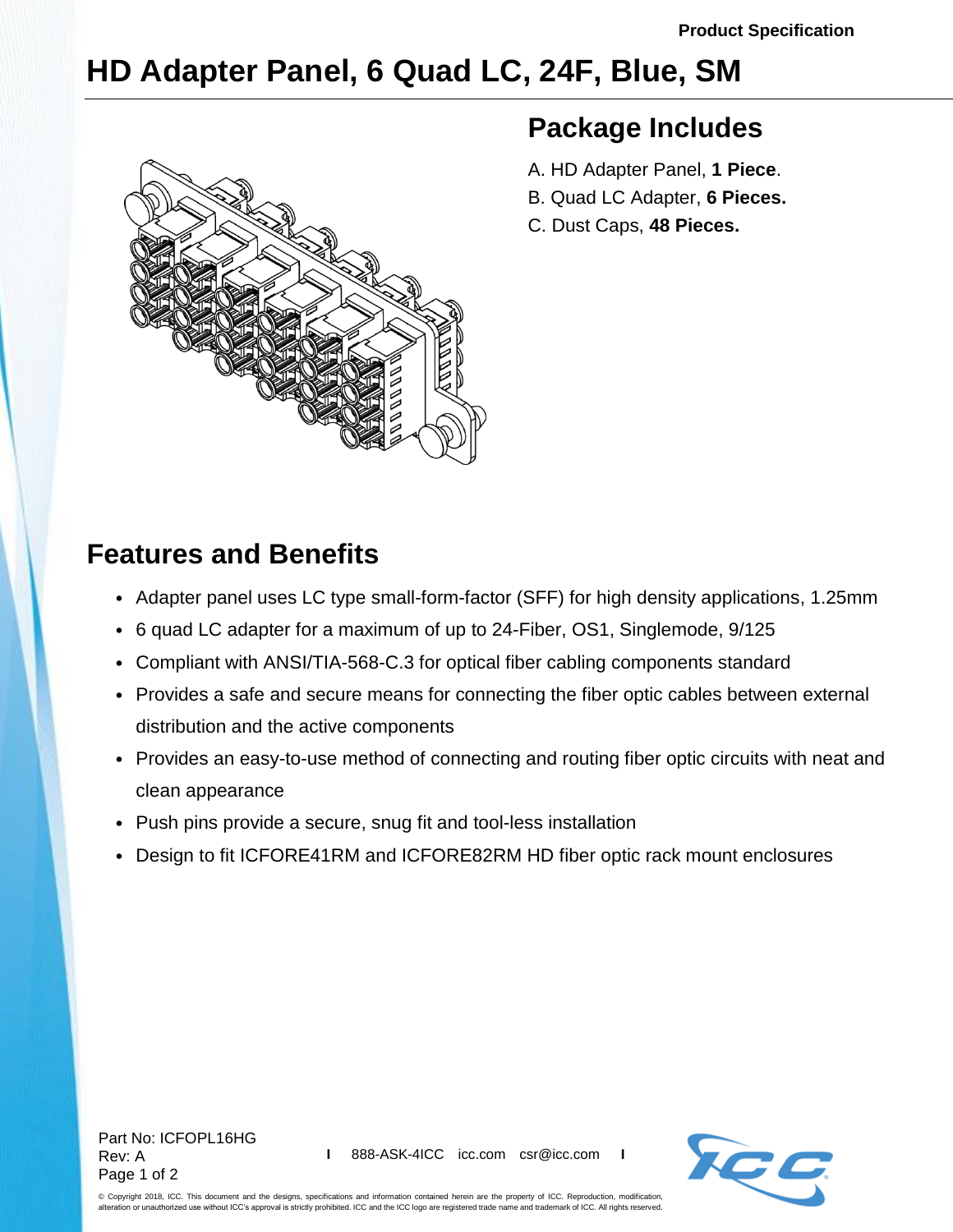# HD Adapter Panel, 6 Quad LC, 24F, Blue, SM

## Package Includes

A. HD Adapter Panel, **1 Piece**.
B. Quad LC Adapter, **6 Pieces.**
C. Dust Caps, **48 Pieces.**

## Features and Benefits

- Adapter panel uses LC type small-form-factor (SFF) for high density applications, 1.25mm
- 6 quad LC adapter for a maximum of up to 24-Fiber, OS1, Singlemode, 9/125
- Compliant with ANSI/TIA-568-C.3 for optical fiber cabling components standard
- Provides a safe and secure means for connecting the fiber optic cables between external distribution and the active components
- Provides an easy-to-use method of connecting and routing fiber optic circuits with neat and clean appearance
- Push pins provide a secure, snug fit and tool-less installation
- Design to fit ICFORE41RM and ICFORE82RM HD fiber optic rack mount enclosures

Part No: ICFOPL16HG
Rev: A

888-ASK-4ICC icc.com csr@icc.com

© Copyright 2018, ICC. This document and the designs, specifications and information contained herein are the property of ICC. Reproduction, modification, alteration or unauthorized use without ICC's approval is strictly prohibited. ICC and the ICC logo are registered trade name and trademark of ICC. All rights reserved.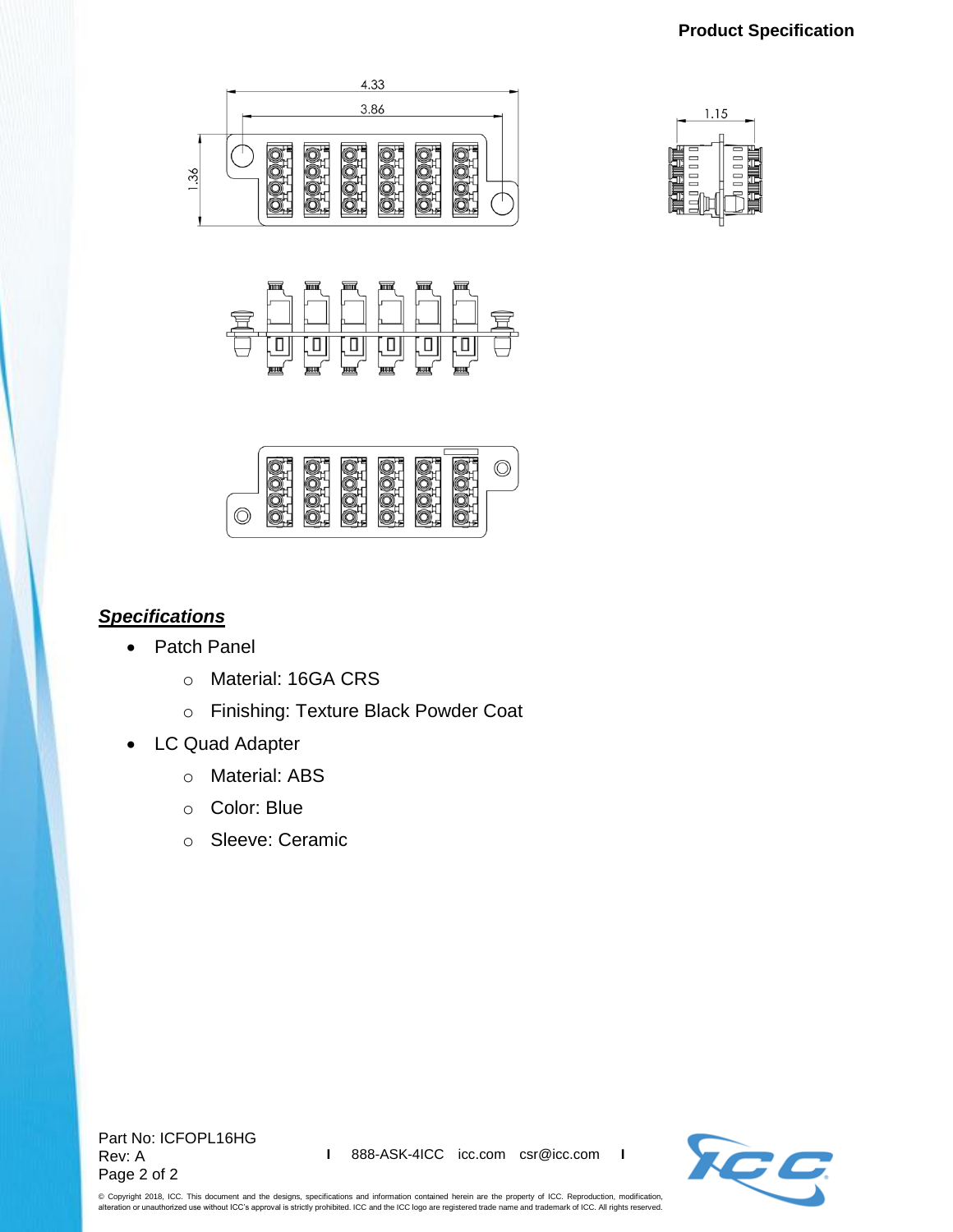4.33

3.86

1.36

1.15

## Specifications

- Patch Panel
  - Material: 16GA CRS
  - Finishing: Texture Black Powder Coat
- LC Quad Adapter
  - Material: ABS
  - Color: Blue
  - Sleeve: Ceramic